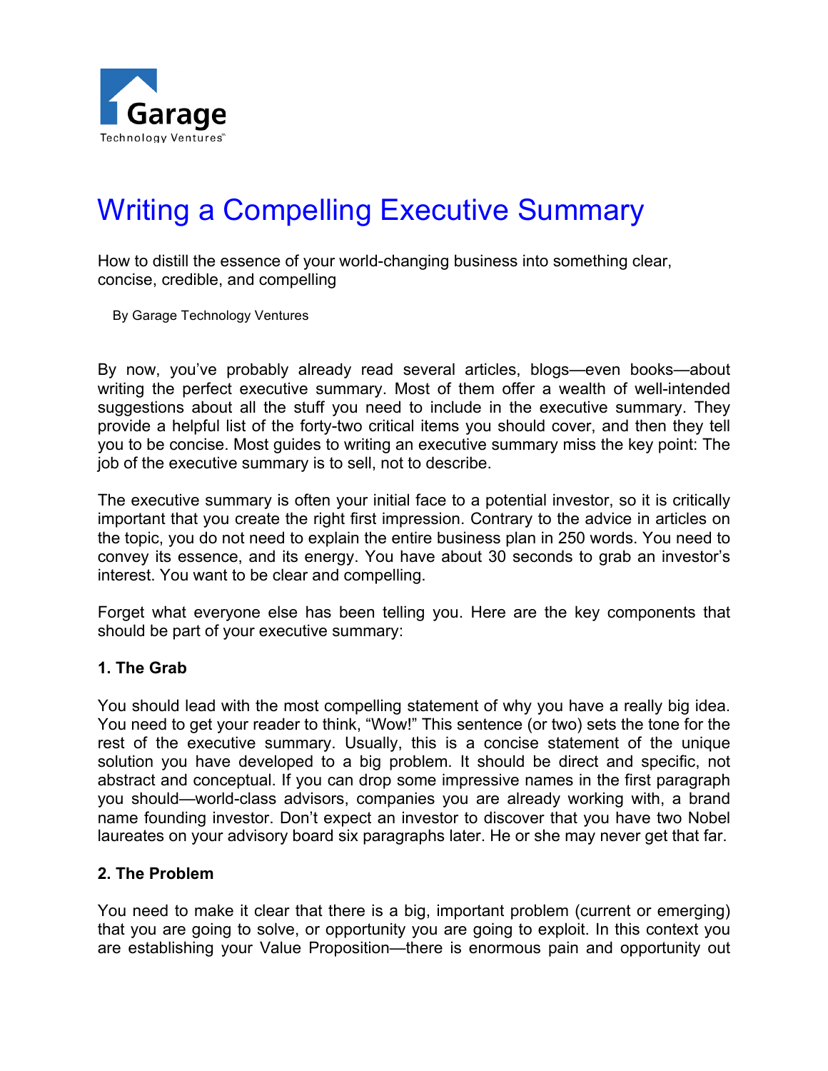Garage

Technology Ventures

# Writing a Compelling Executive Summary

How to distill the essence of your world-changing business into something clear, concise, credible, and compelling

By Garage Technology Ventures

By now, you've probably already read several articles, blogs—even books—about writing the perfect executive summary. Most of them offer a wealth of well-intended suggestions about all the stuff you need to include in the executive summary. They provide a helpful list of the forty-two critical items you should cover, and then they tell you to be concise. Most guides to writing an executive summary miss the key point: The job of the executive summary is to sell, not to describe.

The executive summary is often your initial face to a potential investor, so it is critically important that you create the right first impression. Contrary to the advice in articles on the topic, you do not need to explain the entire business plan in 250 words. You need to convey its essence, and its energy. You have about 30 seconds to grab an investor's interest. You want to be clear and compelling.

Forget what everyone else has been telling you. Here are the key components that should be part of your executive summary:

**1. The Grab**

You should lead with the most compelling statement of why you have a really big idea. You need to get your reader to think, "Wow!" This sentence (or two) sets the tone for the rest of the executive summary. Usually, this is a concise statement of the unique solution you have developed to a big problem. It should be direct and specific, not abstract and conceptual. If you can drop some impressive names in the first paragraph you should—world-class advisors, companies you are already working with, a brand name founding investor. Don't expect an investor to discover that you have two Nobel laureates on your advisory board six paragraphs later. He or she may never get that far.

**2. The Problem**

You need to make it clear that there is a big, important problem (current or emerging) that you are going to solve, or opportunity you are going to exploit. In this context you are establishing your Value Proposition—there is enormous pain and opportunity out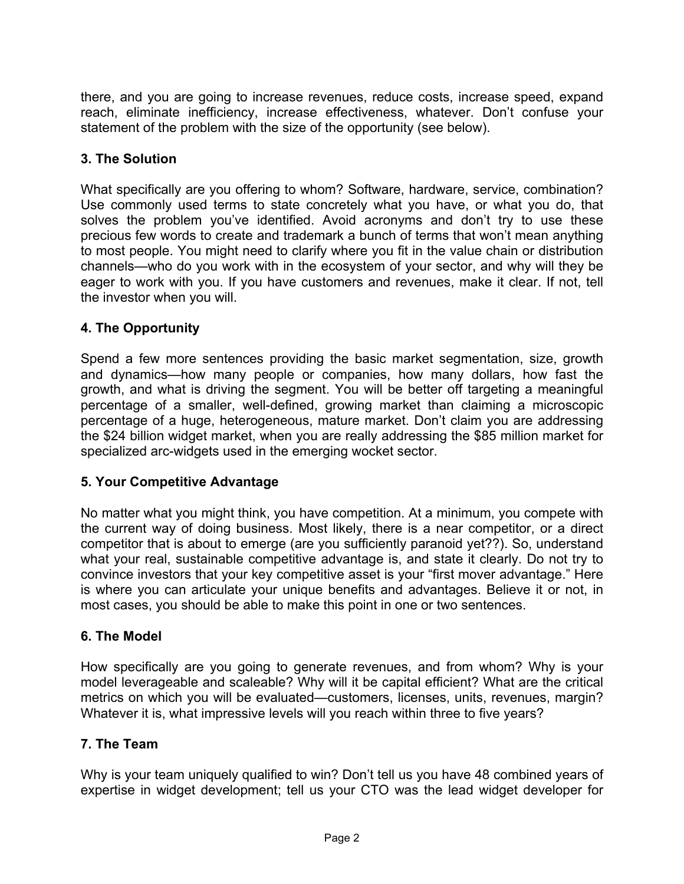there, and you are going to increase revenues, reduce costs, increase speed, expand reach, eliminate inefficiency, increase effectiveness, whatever. Don't confuse your statement of the problem with the size of the opportunity (see below).

### 3. The Solution

What specifically are you offering to whom? Software, hardware, service, combination? Use commonly used terms to state concretely what you have, or what you do, that solves the problem you've identified. Avoid acronyms and don't try to use these precious few words to create and trademark a bunch of terms that won't mean anything to most people. You might need to clarify where you fit in the value chain or distribution channels—who do you work with in the ecosystem of your sector, and why will they be eager to work with you. If you have customers and revenues, make it clear. If not, tell the investor when you will.

### 4. The Opportunity

Spend a few more sentences providing the basic market segmentation, size, growth and dynamics—how many people or companies, how many dollars, how fast the growth, and what is driving the segment. You will be better off targeting a meaningful percentage of a smaller, well-defined, growing market than claiming a microscopic percentage of a huge, heterogeneous, mature market. Don't claim you are addressing the $24 billion widget market, when you are really addressing the $85 million market for specialized arc-widgets used in the emerging wocket sector.

### 5. Your Competitive Advantage

No matter what you might think, you have competition. At a minimum, you compete with the current way of doing business. Most likely, there is a near competitor, or a direct competitor that is about to emerge (are you sufficiently paranoid yet??). So, understand what your real, sustainable competitive advantage is, and state it clearly. Do not try to convince investors that your key competitive asset is your "first mover advantage." Here is where you can articulate your unique benefits and advantages. Believe it or not, in most cases, you should be able to make this point in one or two sentences.

### 6. The Model

How specifically are you going to generate revenues, and from whom? Why is your model leverageable and scaleable? Why will it be capital efficient? What are the critical metrics on which you will be evaluated—customers, licenses, units, revenues, margin? Whatever it is, what impressive levels will you reach within three to five years?

### 7. The Team

Why is your team uniquely qualified to win? Don't tell us you have 48 combined years of expertise in widget development; tell us your CTO was the lead widget developer for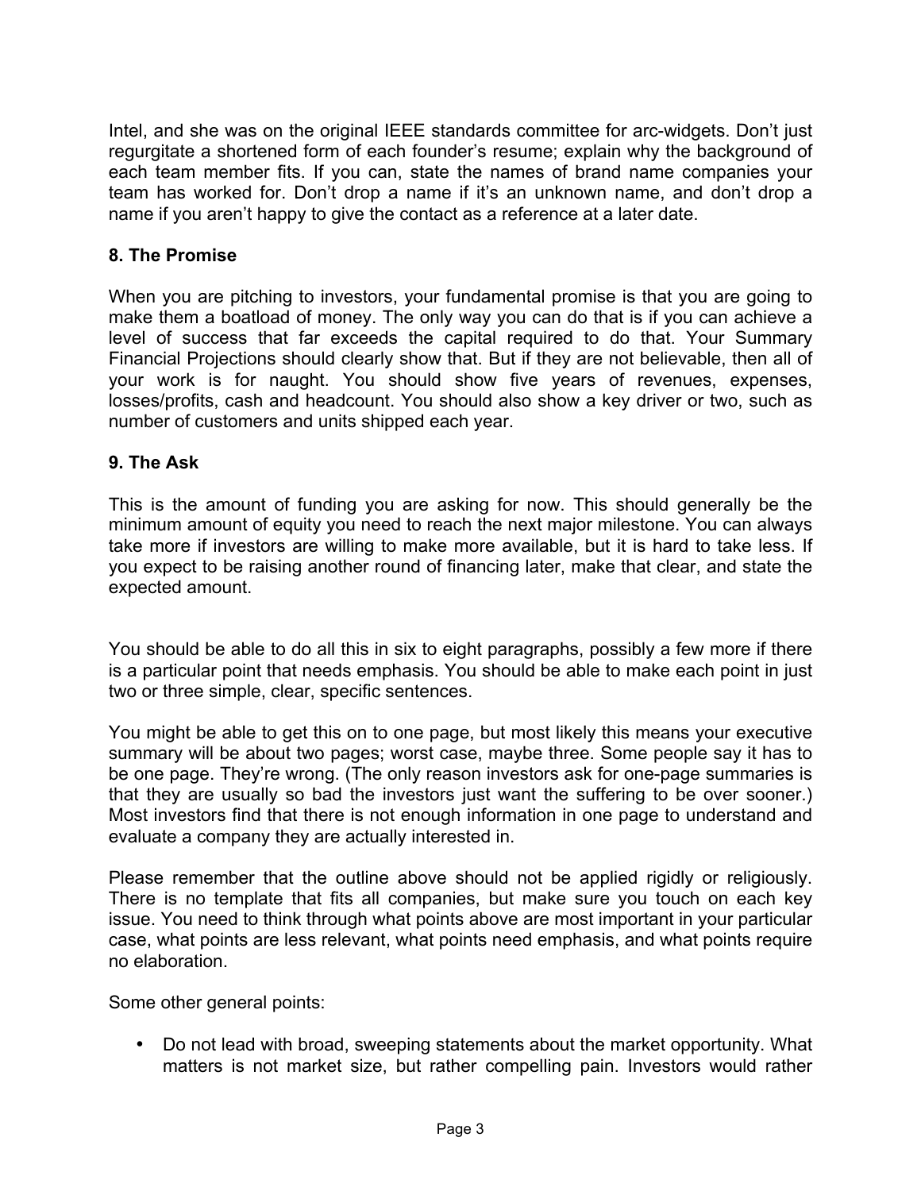Intel, and she was on the original IEEE standards committee for arc-widgets. Don't just regurgitate a shortened form of each founder's resume; explain why the background of each team member fits. If you can, state the names of brand name companies your team has worked for. Don't drop a name if it's an unknown name, and don't drop a name if you aren't happy to give the contact as a reference at a later date.

### 8. The Promise

When you are pitching to investors, your fundamental promise is that you are going to make them a boatload of money. The only way you can do that is if you can achieve a level of success that far exceeds the capital required to do that. Your Summary Financial Projections should clearly show that. But if they are not believable, then all of your work is for naught. You should show five years of revenues, expenses, losses/profits, cash and headcount. You should also show a key driver or two, such as number of customers and units shipped each year.

### 9. The Ask

This is the amount of funding you are asking for now. This should generally be the minimum amount of equity you need to reach the next major milestone. You can always take more if investors are willing to make more available, but it is hard to take less. If you expect to be raising another round of financing later, make that clear, and state the expected amount.

You should be able to do all this in six to eight paragraphs, possibly a few more if there is a particular point that needs emphasis. You should be able to make each point in just two or three simple, clear, specific sentences.

You might be able to get this on to one page, but most likely this means your executive summary will be about two pages; worst case, maybe three. Some people say it has to be one page. They're wrong. (The only reason investors ask for one-page summaries is that they are usually so bad the investors just want the suffering to be over sooner.) Most investors find that there is not enough information in one page to understand and evaluate a company they are actually interested in.

Please remember that the outline above should not be applied rigidly or religiously. There is no template that fits all companies, but make sure you touch on each key issue. You need to think through what points above are most important in your particular case, what points are less relevant, what points need emphasis, and what points require no elaboration.

Some other general points:

- Do not lead with broad, sweeping statements about the market opportunity. What matters is not market size, but rather compelling pain. Investors would rather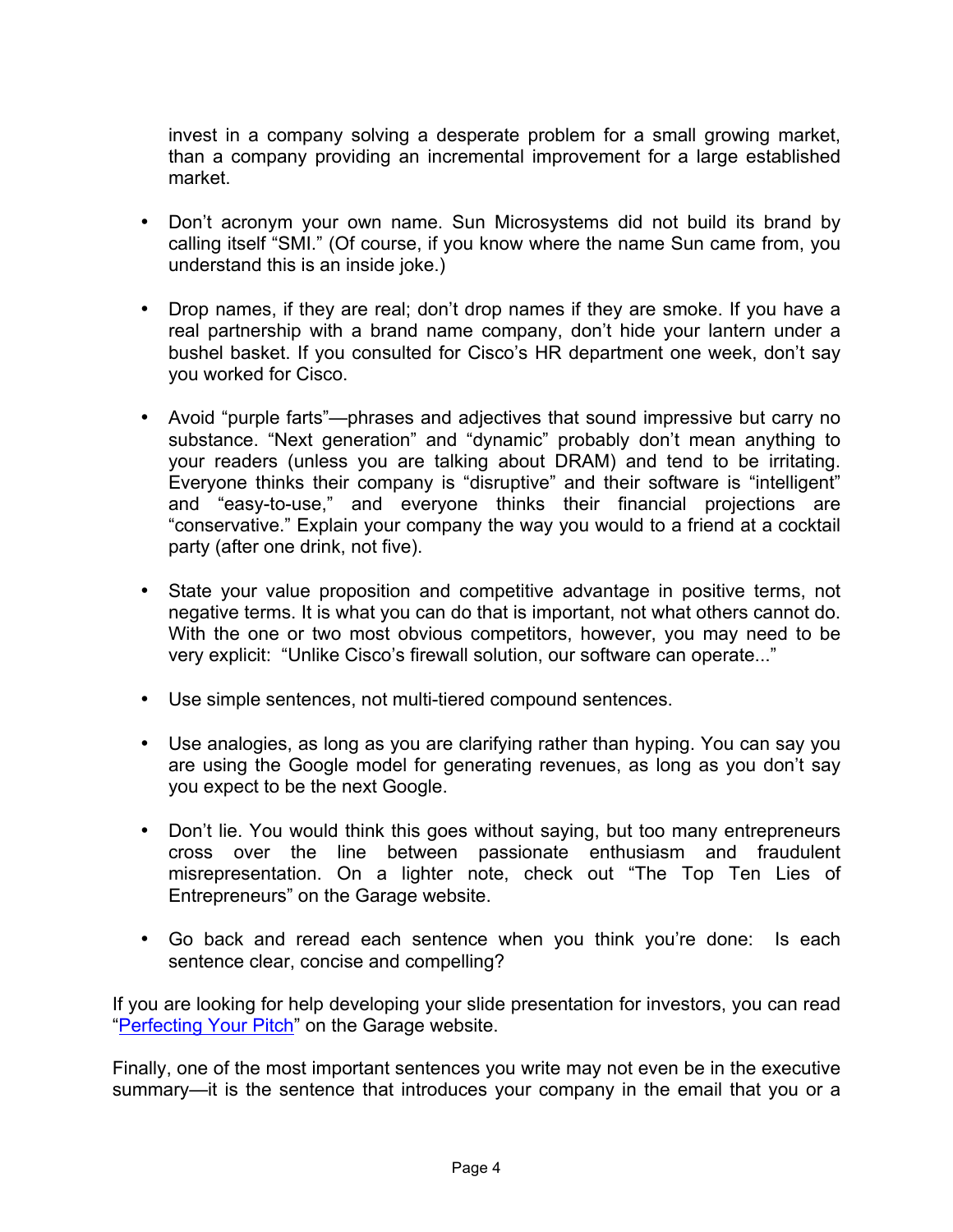invest in a company solving a desperate problem for a small growing market, than a company providing an incremental improvement for a large established market.

- Don't acronym your own name. Sun Microsystems did not build its brand by calling itself "SMI." (Of course, if you know where the name Sun came from, you understand this is an inside joke.)

- Drop names, if they are real; don't drop names if they are smoke. If you have a real partnership with a brand name company, don't hide your lantern under a bushel basket. If you consulted for Cisco's HR department one week, don't say you worked for Cisco.

- Avoid "purple farts"—phrases and adjectives that sound impressive but carry no substance. "Next generation" and "dynamic" probably don't mean anything to your readers (unless you are talking about DRAM) and tend to be irritating. Everyone thinks their company is "disruptive" and their software is "intelligent" and "easy-to-use," and everyone thinks their financial projections are "conservative." Explain your company the way you would to a friend at a cocktail party (after one drink, not five).

- State your value proposition and competitive advantage in positive terms, not negative terms. It is what you can do that is important, not what others cannot do. With the one or two most obvious competitors, however, you may need to be very explicit: "Unlike Cisco's firewall solution, our software can operate..."

- Use simple sentences, not multi-tiered compound sentences.

- Use analogies, as long as you are clarifying rather than hyping. You can say you are using the Google model for generating revenues, as long as you don't say you expect to be the next Google.

- Don't lie. You would think this goes without saying, but too many entrepreneurs cross over the line between passionate enthusiasm and fraudulent misrepresentation. On a lighter note, check out "The Top Ten Lies of Entrepreneurs" on the Garage website.

- Go back and reread each sentence when you think you're done: Is each sentence clear, concise and compelling?

If you are looking for help developing your slide presentation for investors, you can read "Perfecting Your Pitch" on the Garage website.

Finally, one of the most important sentences you write may not even be in the executive summary—it is the sentence that introduces your company in the email that you or a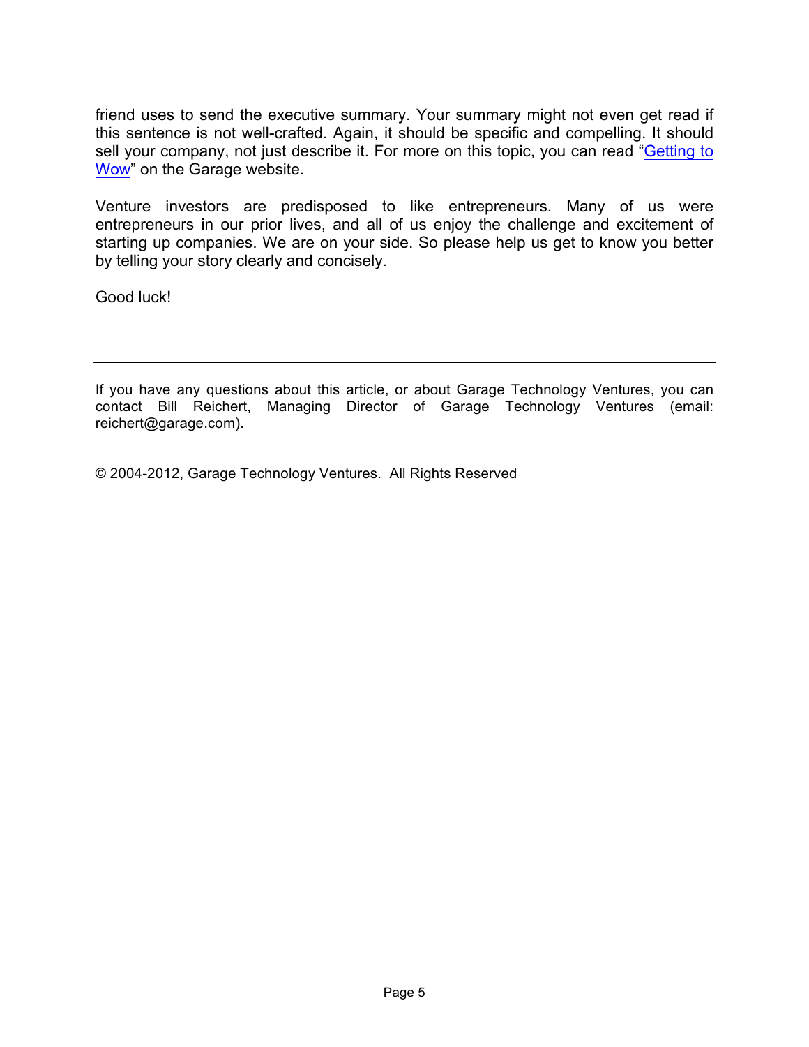friend uses to send the executive summary. Your summary might not even get read if this sentence is not well-crafted. Again, it should be specific and compelling. It should sell your company, not just describe it. For more on this topic, you can read "[Getting to Wow]()" on the Garage website.

Venture investors are predisposed to like entrepreneurs. Many of us were entrepreneurs in our prior lives, and all of us enjoy the challenge and excitement of starting up companies. We are on your side. So please help us get to know you better by telling your story clearly and concisely.

Good luck!

---

If you have any questions about this article, or about Garage Technology Ventures, you can contact Bill Reichert, Managing Director of Garage Technology Ventures (email: reichert@garage.com).

© 2004-2012, Garage Technology Ventures. All Rights Reserved